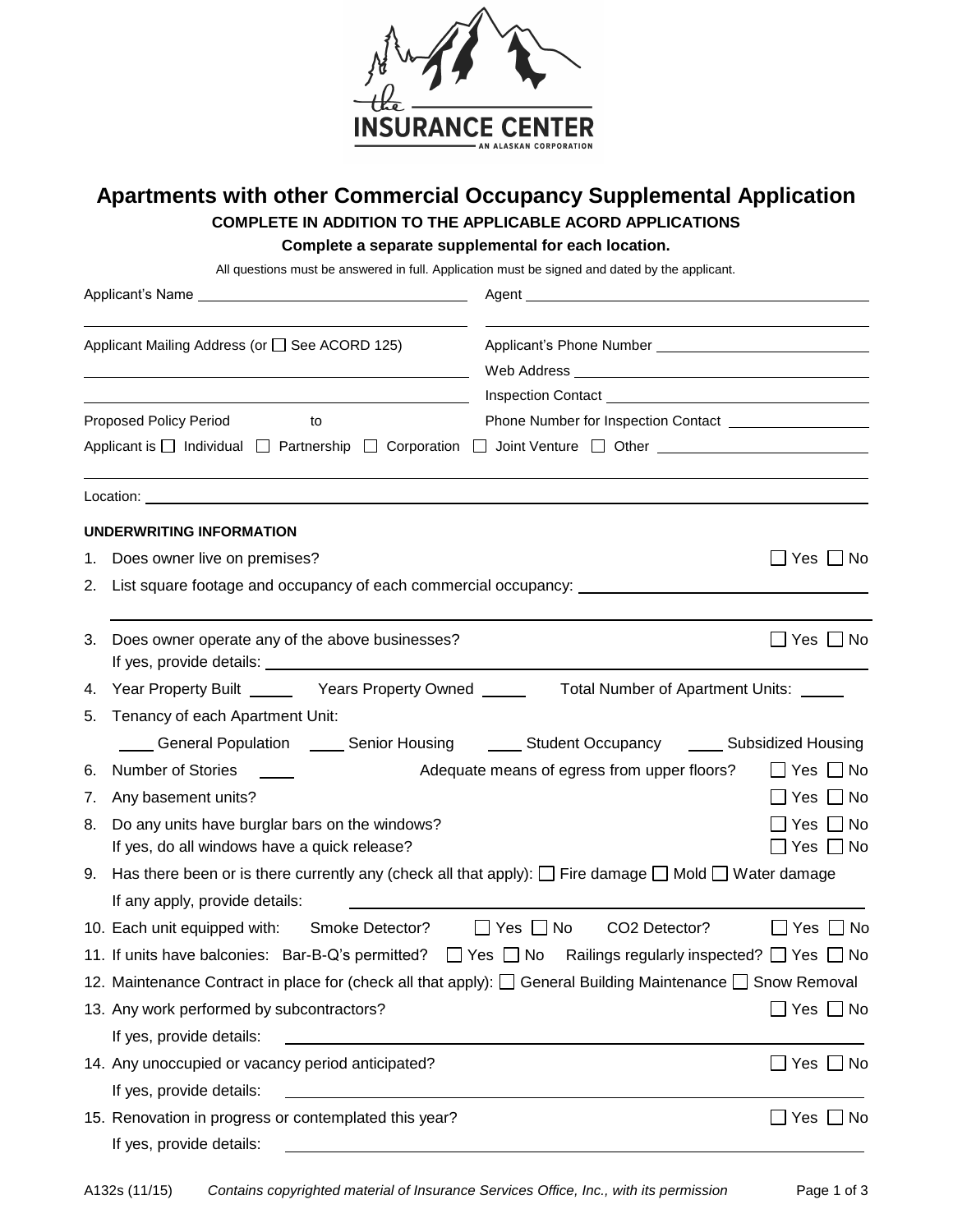# Apartments with other Commercial Occupancy Supplemental Application

**COMPLETE IN ADDITION TO THE APPLICABLE ACORD APPLICATIONS**

**Complete a separate supplemental for each location.**

All questions must be answered in full. Application must be signed and dated by the applicant.

Applicant's Name ______________________________ Agent ______________________________

Applicant Mailing Address (or ☐ See ACORD 125)

Applicant's Phone Number ______________________________

Web Address ______________________________

Inspection Contact ______________________________

Proposed Policy Period ________ to ________

Phone Number for Inspection Contact ______________________________

Applicant is ☐ Individual ☐ Partnership ☐ Corporation ☐ Joint Venture ☐ Other ______________________________

Location: ______________________________

**UNDERWRITING INFORMATION**

1. Does owner live on premises? ☐ Yes ☐ No
2. List square footage and occupancy of each commercial occupancy: ______________________________
3. Does owner operate any of the above businesses? ☐ Yes ☐ No
   If yes, provide details: ______________________________
4. Year Property Built _____ Years Property Owned _____ Total Number of Apartment Units: _____
5. Tenancy of each Apartment Unit:
   ____ General Population ____ Senior Housing ____ Student Occupancy ____ Subsidized Housing
6. Number of Stories ____ Adequate means of egress from upper floors? ☐ Yes ☐ No
7. Any basement units? ☐ Yes ☐ No
8. Do any units have burglar bars on the windows? ☐ Yes ☐ No
   If yes, do all windows have a quick release? ☐ Yes ☐ No
9. Has there been or is there currently any (check all that apply): ☐ Fire damage ☐ Mold ☐ Water damage
   If any apply, provide details: ______________________________
10. Each unit equipped with: Smoke Detector? ☐ Yes ☐ No CO2 Detector? ☐ Yes ☐ No
11. If units have balconies: Bar-B-Q's permitted? ☐ Yes ☐ No Railings regularly inspected? ☐ Yes ☐ No
12. Maintenance Contract in place for (check all that apply): ☐ General Building Maintenance ☐ Snow Removal
13. Any work performed by subcontractors? ☐ Yes ☐ No
    If yes, provide details: ______________________________
14. Any unoccupied or vacancy period anticipated? ☐ Yes ☐ No
    If yes, provide details: ______________________________
15. Renovation in progress or contemplated this year? ☐ Yes ☐ No
    If yes, provide details: ______________________________

A132s (11/15) *Contains copyrighted material of Insurance Services Office, Inc., with its permission*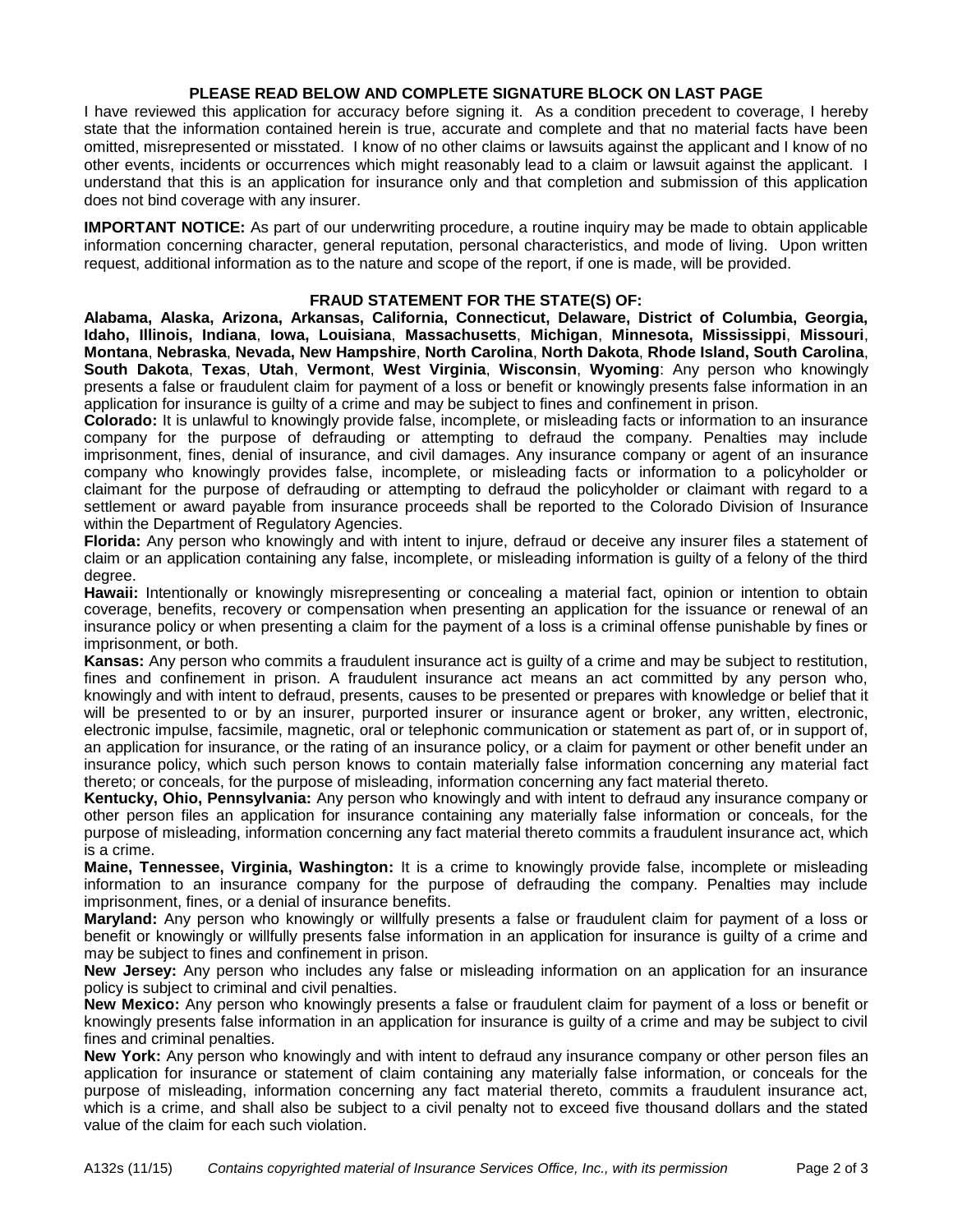## PLEASE READ BELOW AND COMPLETE SIGNATURE BLOCK ON LAST PAGE

I have reviewed this application for accuracy before signing it. As a condition precedent to coverage, I hereby state that the information contained herein is true, accurate and complete and that no material facts have been omitted, misrepresented or misstated. I know of no other claims or lawsuits against the applicant and I know of no other events, incidents or occurrences which might reasonably lead to a claim or lawsuit against the applicant. I understand that this is an application for insurance only and that completion and submission of this application does not bind coverage with any insurer.

**IMPORTANT NOTICE:** As part of our underwriting procedure, a routine inquiry may be made to obtain applicable information concerning character, general reputation, personal characteristics, and mode of living. Upon written request, additional information as to the nature and scope of the report, if one is made, will be provided.

## FRAUD STATEMENT FOR THE STATE(S) OF:

**Alabama, Alaska, Arizona, Arkansas, California, Connecticut, Delaware, District of Columbia, Georgia, Idaho, Illinois, Indiana**, **Iowa, Louisiana**, **Massachusetts**, **Michigan**, **Minnesota, Mississippi**, **Missouri**, **Montana**, **Nebraska**, **Nevada, New Hampshire**, **North Carolina**, **North Dakota**, **Rhode Island, South Carolina**, **South Dakota**, **Texas**, **Utah**, **Vermont**, **West Virginia**, **Wisconsin**, **Wyoming**: Any person who knowingly presents a false or fraudulent claim for payment of a loss or benefit or knowingly presents false information in an application for insurance is guilty of a crime and may be subject to fines and confinement in prison.

**Colorado:** It is unlawful to knowingly provide false, incomplete, or misleading facts or information to an insurance company for the purpose of defrauding or attempting to defraud the company. Penalties may include imprisonment, fines, denial of insurance, and civil damages. Any insurance company or agent of an insurance company who knowingly provides false, incomplete, or misleading facts or information to a policyholder or claimant for the purpose of defrauding or attempting to defraud the policyholder or claimant with regard to a settlement or award payable from insurance proceeds shall be reported to the Colorado Division of Insurance within the Department of Regulatory Agencies.

**Florida:** Any person who knowingly and with intent to injure, defraud or deceive any insurer files a statement of claim or an application containing any false, incomplete, or misleading information is guilty of a felony of the third degree.

**Hawaii:** Intentionally or knowingly misrepresenting or concealing a material fact, opinion or intention to obtain coverage, benefits, recovery or compensation when presenting an application for the issuance or renewal of an insurance policy or when presenting a claim for the payment of a loss is a criminal offense punishable by fines or imprisonment, or both.

**Kansas:** Any person who commits a fraudulent insurance act is guilty of a crime and may be subject to restitution, fines and confinement in prison. A fraudulent insurance act means an act committed by any person who, knowingly and with intent to defraud, presents, causes to be presented or prepares with knowledge or belief that it will be presented to or by an insurer, purported insurer or insurance agent or broker, any written, electronic, electronic impulse, facsimile, magnetic, oral or telephonic communication or statement as part of, or in support of, an application for insurance, or the rating of an insurance policy, or a claim for payment or other benefit under an insurance policy, which such person knows to contain materially false information concerning any material fact thereto; or conceals, for the purpose of misleading, information concerning any fact material thereto.

**Kentucky, Ohio, Pennsylvania:** Any person who knowingly and with intent to defraud any insurance company or other person files an application for insurance containing any materially false information or conceals, for the purpose of misleading, information concerning any fact material thereto commits a fraudulent insurance act, which is a crime.

**Maine, Tennessee, Virginia, Washington:** It is a crime to knowingly provide false, incomplete or misleading information to an insurance company for the purpose of defrauding the company. Penalties may include imprisonment, fines, or a denial of insurance benefits.

**Maryland:** Any person who knowingly or willfully presents a false or fraudulent claim for payment of a loss or benefit or knowingly or willfully presents false information in an application for insurance is guilty of a crime and may be subject to fines and confinement in prison.

**New Jersey:** Any person who includes any false or misleading information on an application for an insurance policy is subject to criminal and civil penalties.

**New Mexico:** Any person who knowingly presents a false or fraudulent claim for payment of a loss or benefit or knowingly presents false information in an application for insurance is guilty of a crime and may be subject to civil fines and criminal penalties.

**New York:** Any person who knowingly and with intent to defraud any insurance company or other person files an application for insurance or statement of claim containing any materially false information, or conceals for the purpose of misleading, information concerning any fact material thereto, commits a fraudulent insurance act, which is a crime, and shall also be subject to a civil penalty not to exceed five thousand dollars and the stated value of the claim for each such violation.

A132s (11/15) *Contains copyrighted material of Insurance Services Office, Inc., with its permission*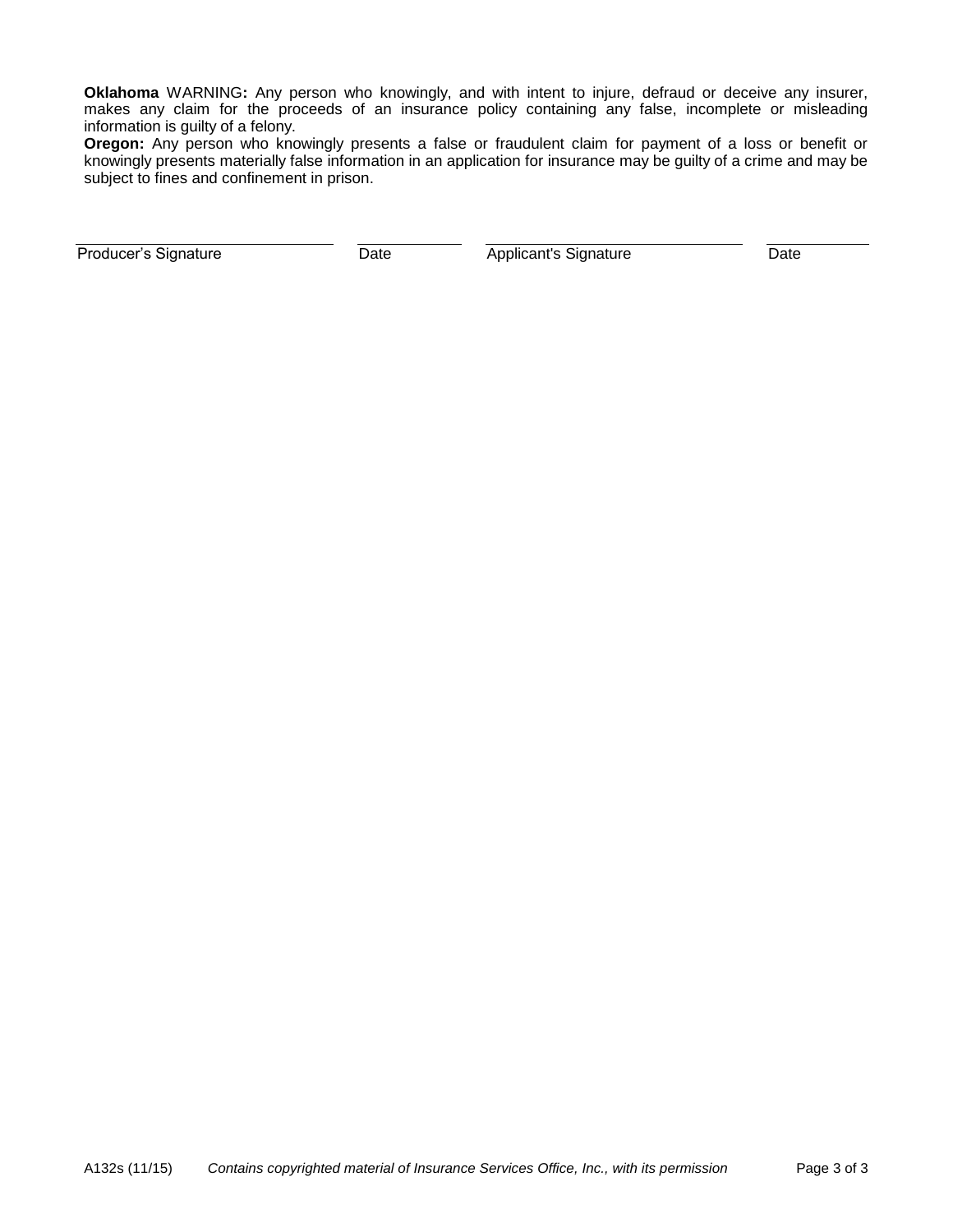**Oklahoma** WARNING**:** Any person who knowingly, and with intent to injure, defraud or deceive any insurer, makes any claim for the proceeds of an insurance policy containing any false, incomplete or misleading information is guilty of a felony.

**Oregon:** Any person who knowingly presents a false or fraudulent claim for payment of a loss or benefit or knowingly presents materially false information in an application for insurance may be guilty of a crime and may be subject to fines and confinement in prison.

| | | | |
|---|---|---|---|
| Producer's Signature | Date | Applicant's Signature | Date |

A132s (11/15) *Contains copyrighted material of Insurance Services Office, Inc., with its permission*